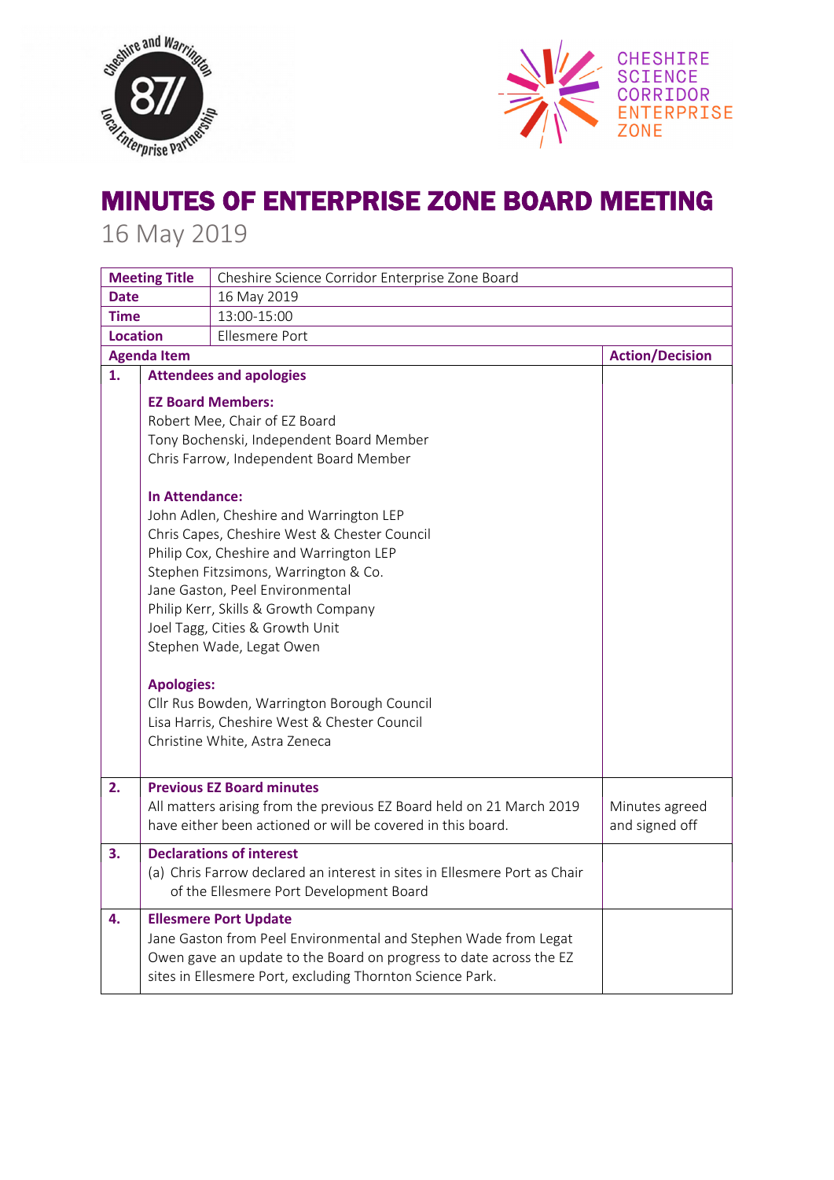# MINUTES OF ENTERPRISE ZONE BOARD MEETING

16 May 2019

| **Meeting Title** | Cheshire Science Corridor Enterprise Zone Board | |
|---|---|---|
| **Date** | 16 May 2019 | |
| **Time** | 13:00-15:00 | |
| **Location** | Ellesmere Port | |
| **Agenda Item** | | **Action/Decision** |
| **1.** | **Attendees and apologies**<br><br>**EZ Board Members:**<br>Robert Mee, Chair of EZ Board<br>Tony Bochenski, Independent Board Member<br>Chris Farrow, Independent Board Member<br><br>**In Attendance:**<br>John Adlen, Cheshire and Warrington LEP<br>Chris Capes, Cheshire West & Chester Council<br>Philip Cox, Cheshire and Warrington LEP<br>Stephen Fitzsimons, Warrington & Co.<br>Jane Gaston, Peel Environmental<br>Philip Kerr, Skills & Growth Company<br>Joel Tagg, Cities & Growth Unit<br>Stephen Wade, Legat Owen<br><br>**Apologies:**<br>Cllr Rus Bowden, Warrington Borough Council<br>Lisa Harris, Cheshire West & Chester Council<br>Christine White, Astra Zeneca | |
| **2.** | **Previous EZ Board minutes**<br>All matters arising from the previous EZ Board held on 21 March 2019 have either been actioned or will be covered in this board. | Minutes agreed and signed off |
| **3.** | **Declarations of interest**<br>(a) Chris Farrow declared an interest in sites in Ellesmere Port as Chair of the Ellesmere Port Development Board | |
| **4.** | **Ellesmere Port Update**<br>Jane Gaston from Peel Environmental and Stephen Wade from Legat Owen gave an update to the Board on progress to date across the EZ sites in Ellesmere Port, excluding Thornton Science Park. | |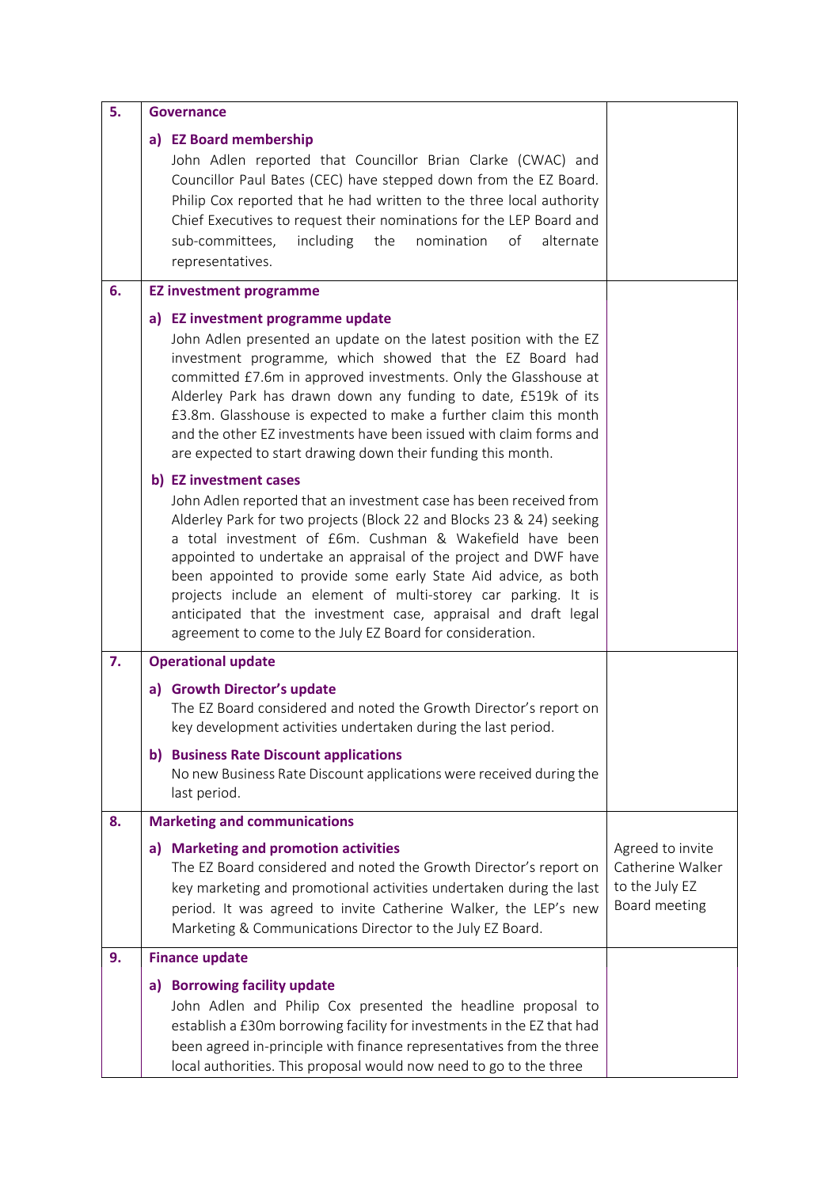| | | |
|---|---|---|
| **5.** | **Governance** | |
| | **a) EZ Board membership**<br>John Adlen reported that Councillor Brian Clarke (CWAC) and Councillor Paul Bates (CEC) have stepped down from the EZ Board. Philip Cox reported that he had written to the three local authority Chief Executives to request their nominations for the LEP Board and sub-committees, including the nomination of alternate representatives. | |
| **6.** | **EZ investment programme** | |
| | **a) EZ investment programme update**<br>John Adlen presented an update on the latest position with the EZ investment programme, which showed that the EZ Board had committed £7.6m in approved investments. Only the Glasshouse at Alderley Park has drawn down any funding to date, £519k of its £3.8m. Glasshouse is expected to make a further claim this month and the other EZ investments have been issued with claim forms and are expected to start drawing down their funding this month.<br><br>**b) EZ investment cases**<br>John Adlen reported that an investment case has been received from Alderley Park for two projects (Block 22 and Blocks 23 & 24) seeking a total investment of £6m. Cushman & Wakefield have been appointed to undertake an appraisal of the project and DWF have been appointed to provide some early State Aid advice, as both projects include an element of multi-storey car parking. It is anticipated that the investment case, appraisal and draft legal agreement to come to the July EZ Board for consideration. | |
| **7.** | **Operational update** | |
| | **a) Growth Director's update**<br>The EZ Board considered and noted the Growth Director's report on key development activities undertaken during the last period.<br><br>**b) Business Rate Discount applications**<br>No new Business Rate Discount applications were received during the last period. | |
| **8.** | **Marketing and communications** | |
| | **a) Marketing and promotion activities**<br>The EZ Board considered and noted the Growth Director's report on key marketing and promotional activities undertaken during the last period. It was agreed to invite Catherine Walker, the LEP's new Marketing & Communications Director to the July EZ Board. | Agreed to invite Catherine Walker to the July EZ Board meeting |
| **9.** | **Finance update** | |
| | **a) Borrowing facility update**<br>John Adlen and Philip Cox presented the headline proposal to establish a £30m borrowing facility for investments in the EZ that had been agreed in-principle with finance representatives from the three local authorities. This proposal would now need to go to the three | |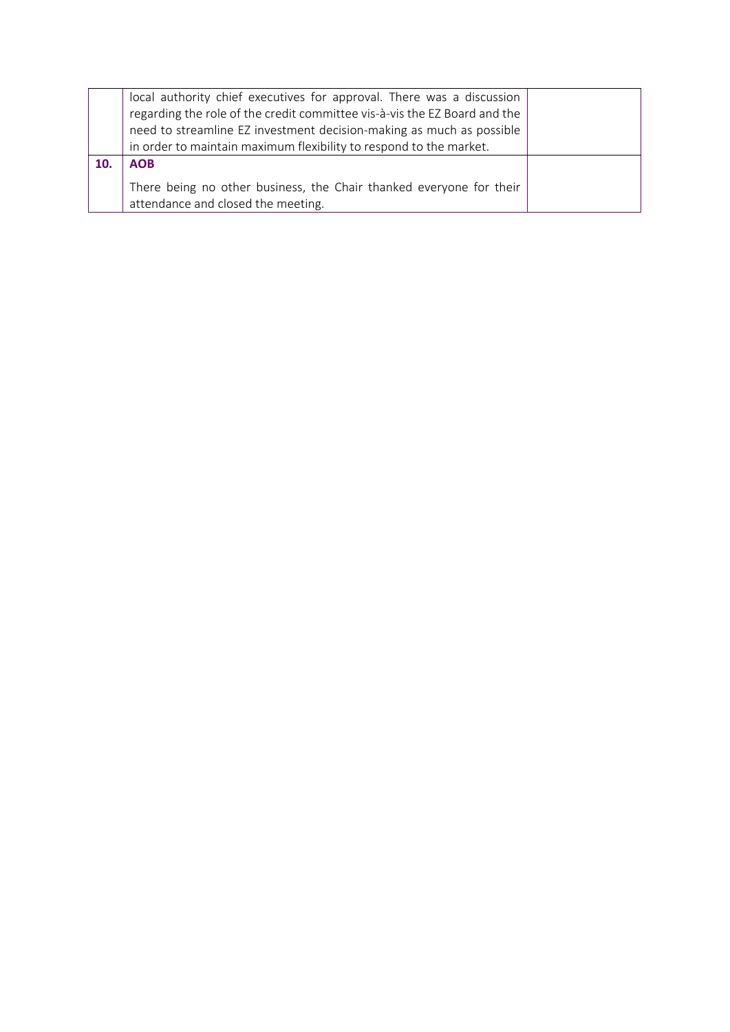| | | |
|---|---|---|
| | local authority chief executives for approval. There was a discussion regarding the role of the credit committee vis-à-vis the EZ Board and the need to streamline EZ investment decision-making as much as possible in order to maintain maximum flexibility to respond to the market. | |
| **10.** | **AOB**<br><br>There being no other business, the Chair thanked everyone for their attendance and closed the meeting. | |